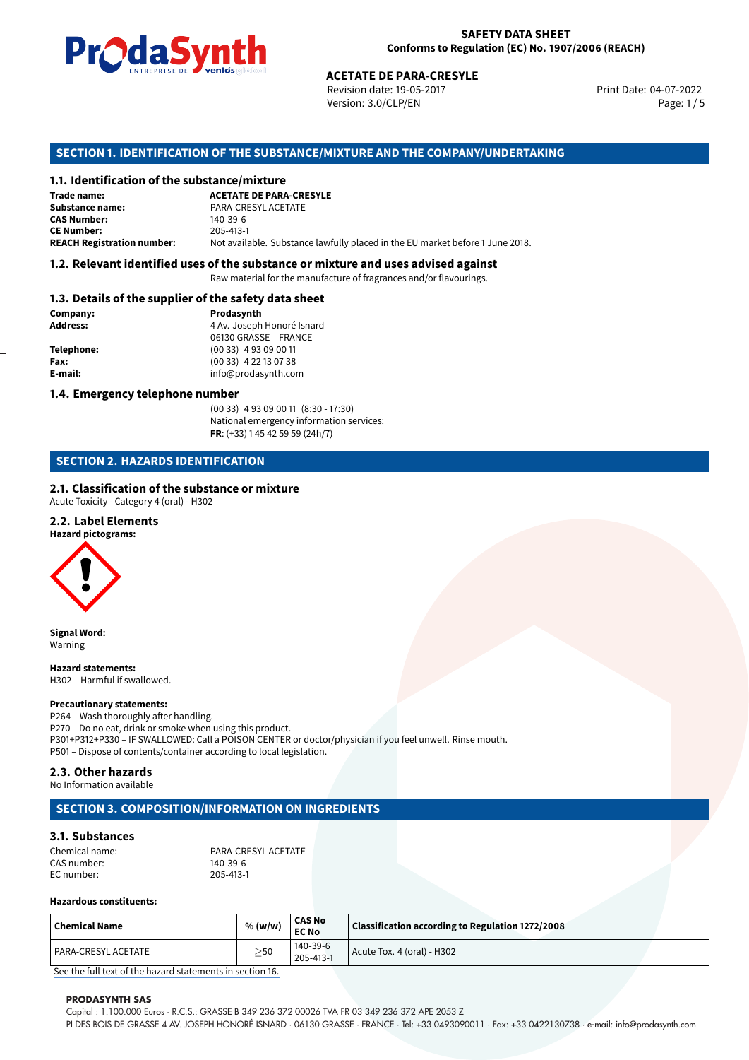# SAFETY DATA SHEET
**Conforms to Regulation (EC) No. 1907/2006 (REACH)**

**ACETATE DE PARA-CRESYLE**
Revision date: 19-05-2017
Version: 3.0/CLP/EN
Print Date: 04-07-2022

## SECTION 1. IDENTIFICATION OF THE SUBSTANCE/MIXTURE AND THE COMPANY/UNDERTAKING

### 1.1. Identification of the substance/mixture

**Trade name:** **ACETATE DE PARA-CRESYLE**
**Substance name:** PARA-CRESYL ACETATE
**CAS Number:** 140-39-6
**CE Number:** 205-413-1
**REACH Registration number:** Not available. Substance lawfully placed in the EU market before 1 June 2018.

### 1.2. Relevant identified uses of the substance or mixture and uses advised against

Raw material for the manufacture of fragrances and/or flavourings.

### 1.3. Details of the supplier of the safety data sheet

**Company:** **Prodasynth**
**Address:** 4 Av. Joseph Honoré Isnard
06130 GRASSE – FRANCE
**Telephone:** (00 33) 4 93 09 00 11
**Fax:** (00 33) 4 22 13 07 38
**E-mail:** info@prodasynth.com

### 1.4. Emergency telephone number

(00 33) 4 93 09 00 11 (8:30 - 17:30)
National emergency information services:
**FR**: (+33) 1 45 42 59 59 (24h/7)

## SECTION 2. HAZARDS IDENTIFICATION

### 2.1. Classification of the substance or mixture

Acute Toxicity - Category 4 (oral) - H302

### 2.2. Label Elements

**Hazard pictograms:**

**Signal Word:**
Warning

**Hazard statements:**
H302 – Harmful if swallowed.

**Precautionary statements:**
P264 – Wash thoroughly after handling.
P270 – Do no eat, drink or smoke when using this product.
P301+P312+P330 – IF SWALLOWED: Call a POISON CENTER or doctor/physician if you feel unwell. Rinse mouth.
P501 – Dispose of contents/container according to local legislation.

### 2.3. Other hazards

No Information available

## SECTION 3. COMPOSITION/INFORMATION ON INGREDIENTS

### 3.1. Substances

Chemical name: PARA-CRESYL ACETATE
CAS number: 140-39-6
EC number: 205-413-1

**Hazardous constituents:**

| Chemical Name | % (w/w) | CAS No EC No | Classification according to Regulation 1272/2008 |
|---|---|---|---|
| PARA-CRESYL ACETATE | ≥50 | 140-39-6 205-413-1 | Acute Tox. 4 (oral) - H302 |

See the full text of the hazard statements in section 16.

**PRODASYNTH SAS**
Capital : 1.100.000 Euros · R.C.S.: GRASSE B 349 236 372 00026 TVA FR 03 349 236 372 APE 2053 Z
PI DES BOIS DE GRASSE 4 AV. JOSEPH HONORÉ ISNARD · 06130 GRASSE · FRANCE · Tel: +33 0493090011 · Fax: +33 0422130738 · e-mail: info@prodasynth.com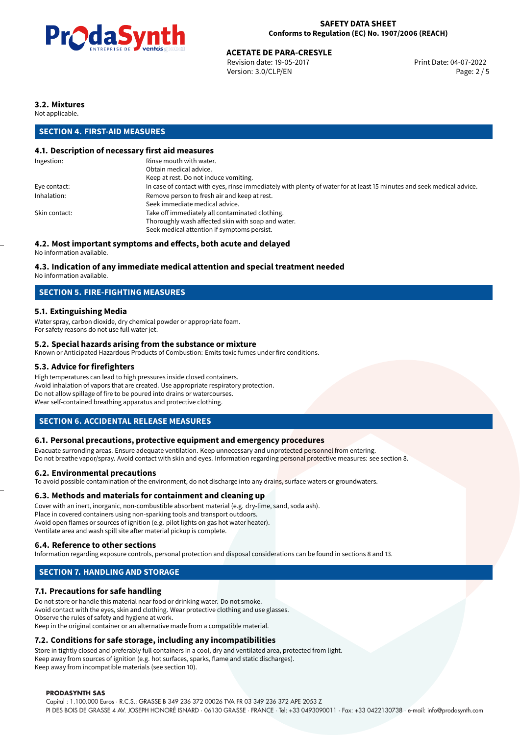### 3.2. Mixtures

Not applicable.

## SECTION 4. FIRST-AID MEASURES

### 4.1. Description of necessary first aid measures

| | |
|---|---|
| Ingestion: | Rinse mouth with water.<br>Obtain medical advice.<br>Keep at rest. Do not induce vomiting. |
| Eye contact: | In case of contact with eyes, rinse immediately with plenty of water for at least 15 minutes and seek medical advice. |
| Inhalation: | Remove person to fresh air and keep at rest.<br>Seek immediate medical advice. |
| Skin contact: | Take off immediately all contaminated clothing.<br>Thoroughly wash affected skin with soap and water.<br>Seek medical attention if symptoms persist. |

### 4.2. Most important symptoms and effects, both acute and delayed

No information available.

### 4.3. Indication of any immediate medical attention and special treatment needed

No information available.

## SECTION 5. FIRE-FIGHTING MEASURES

### 5.1. Extinguishing Media

Water spray, carbon dioxide, dry chemical powder or appropriate foam.
For safety reasons do not use full water jet.

### 5.2. Special hazards arising from the substance or mixture

Known or Anticipated Hazardous Products of Combustion: Emits toxic fumes under fire conditions.

### 5.3. Advice for firefighters

High temperatures can lead to high pressures inside closed containers.
Avoid inhalation of vapors that are created. Use appropriate respiratory protection.
Do not allow spillage of fire to be poured into drains or watercourses.
Wear self-contained breathing apparatus and protective clothing.

## SECTION 6. ACCIDENTAL RELEASE MEASURES

### 6.1. Personal precautions, protective equipment and emergency procedures

Evacuate surronding areas. Ensure adequate ventilation. Keep unnecessary and unprotected personnel from entering.
Do not breathe vapor/spray. Avoid contact with skin and eyes. Information regarding personal protective measures: see section 8.

### 6.2. Environmental precautions

To avoid possible contamination of the environment, do not discharge into any drains, surface waters or groundwaters.

### 6.3. Methods and materials for containment and cleaning up

Cover with an inert, inorganic, non-combustible absorbent material (e.g. dry-lime, sand, soda ash).
Place in covered containers using non-sparking tools and transport outdoors.
Avoid open flames or sources of ignition (e.g. pilot lights on gas hot water heater).
Ventilate area and wash spill site after material pickup is complete.

### 6.4. Reference to other sections

Information regarding exposure controls, personal protection and disposal considerations can be found in sections 8 and 13.

## SECTION 7. HANDLING AND STORAGE

### 7.1. Precautions for safe handling

Do not store or handle this material near food or drinking water. Do not smoke.
Avoid contact with the eyes, skin and clothing. Wear protective clothing and use glasses.
Observe the rules of safety and hygiene at work.
Keep in the original container or an alternative made from a compatible material.

### 7.2. Conditions for safe storage, including any incompatibilities

Store in tightly closed and preferably full containers in a cool, dry and ventilated area, protected from light.
Keep away from sources of ignition (e.g. hot surfaces, sparks, flame and static discharges).
Keep away from incompatible materials (see section 10).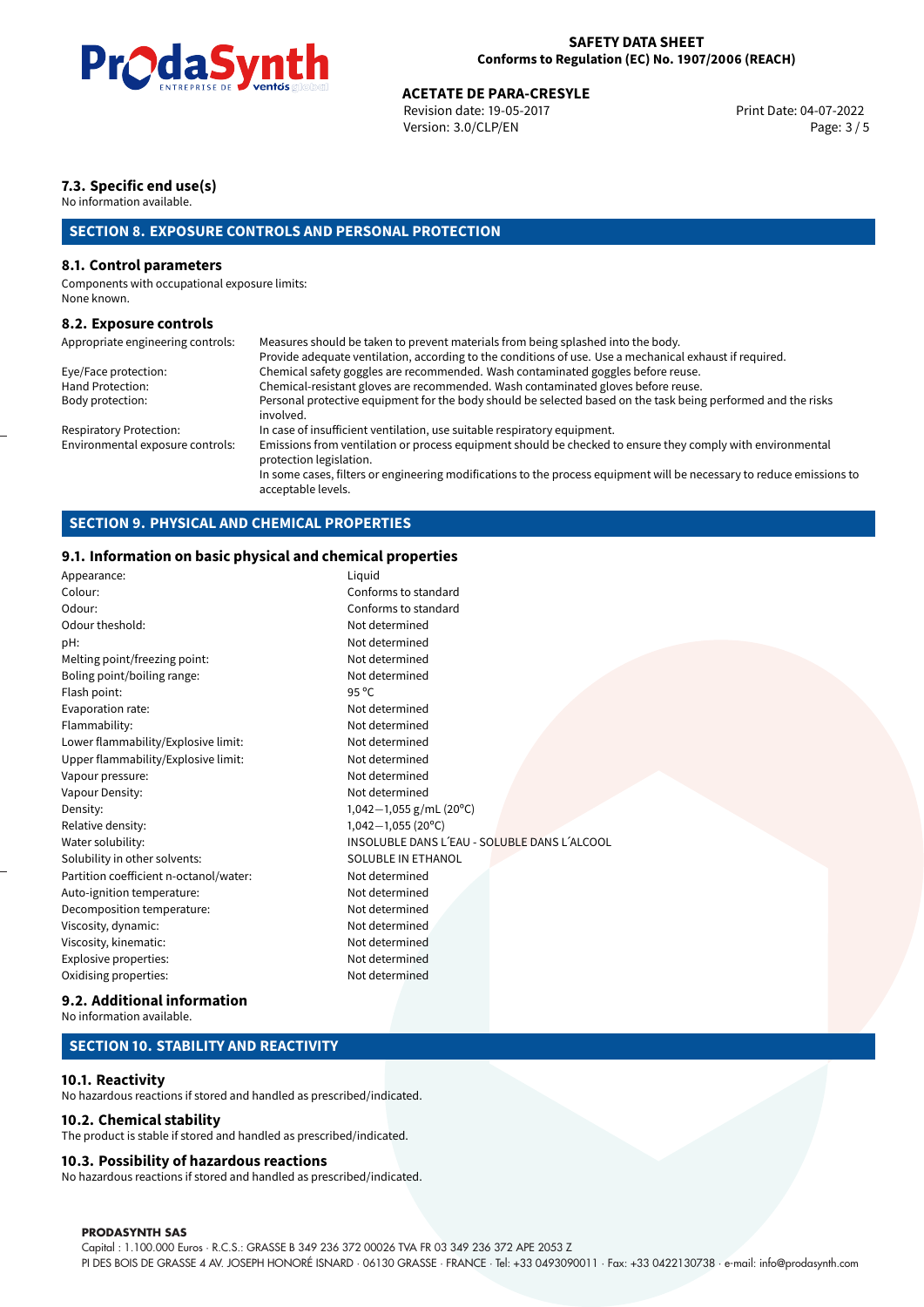### 7.3. Specific end use(s)

No information available.

## SECTION 8. EXPOSURE CONTROLS AND PERSONAL PROTECTION

### 8.1. Control parameters

Components with occupational exposure limits:
None known.

### 8.2. Exposure controls

| | |
|---|---|
| Appropriate engineering controls: | Measures should be taken to prevent materials from being splashed into the body. Provide adequate ventilation, according to the conditions of use. Use a mechanical exhaust if required. |
| Eye/Face protection: | Chemical safety goggles are recommended. Wash contaminated goggles before reuse. |
| Hand Protection: | Chemical-resistant gloves are recommended. Wash contaminated gloves before reuse. |
| Body protection: | Personal protective equipment for the body should be selected based on the task being performed and the risks involved. |
| Respiratory Protection: | In case of insufficient ventilation, use suitable respiratory equipment. |
| Environmental exposure controls: | Emissions from ventilation or process equipment should be checked to ensure they comply with environmental protection legislation. In some cases, filters or engineering modifications to the process equipment will be necessary to reduce emissions to acceptable levels. |

## SECTION 9. PHYSICAL AND CHEMICAL PROPERTIES

### 9.1. Information on basic physical and chemical properties

| | |
|---|---|
| Appearance: | Liquid |
| Colour: | Conforms to standard |
| Odour: | Conforms to standard |
| Odour theshold: | Not determined |
| pH: | Not determined |
| Melting point/freezing point: | Not determined |
| Boling point/boiling range: | Not determined |
| Flash point: | 95 °C |
| Evaporation rate: | Not determined |
| Flammability: | Not determined |
| Lower flammability/Explosive limit: | Not determined |
| Upper flammability/Explosive limit: | Not determined |
| Vapour pressure: | Not determined |
| Vapour Density: | Not determined |
| Density: | 1,042—1,055 g/mL (20°C) |
| Relative density: | 1,042—1,055 (20°C) |
| Water solubility: | INSOLUBLE DANS L´EAU - SOLUBLE DANS L´ALCOOL |
| Solubility in other solvents: | SOLUBLE IN ETHANOL |
| Partition coefficient n-octanol/water: | Not determined |
| Auto-ignition temperature: | Not determined |
| Decomposition temperature: | Not determined |
| Viscosity, dynamic: | Not determined |
| Viscosity, kinematic: | Not determined |
| Explosive properties: | Not determined |
| Oxidising properties: | Not determined |

### 9.2. Additional information

No information available.

## SECTION 10. STABILITY AND REACTIVITY

### 10.1. Reactivity

No hazardous reactions if stored and handled as prescribed/indicated.

### 10.2. Chemical stability

The product is stable if stored and handled as prescribed/indicated.

### 10.3. Possibility of hazardous reactions

No hazardous reactions if stored and handled as prescribed/indicated.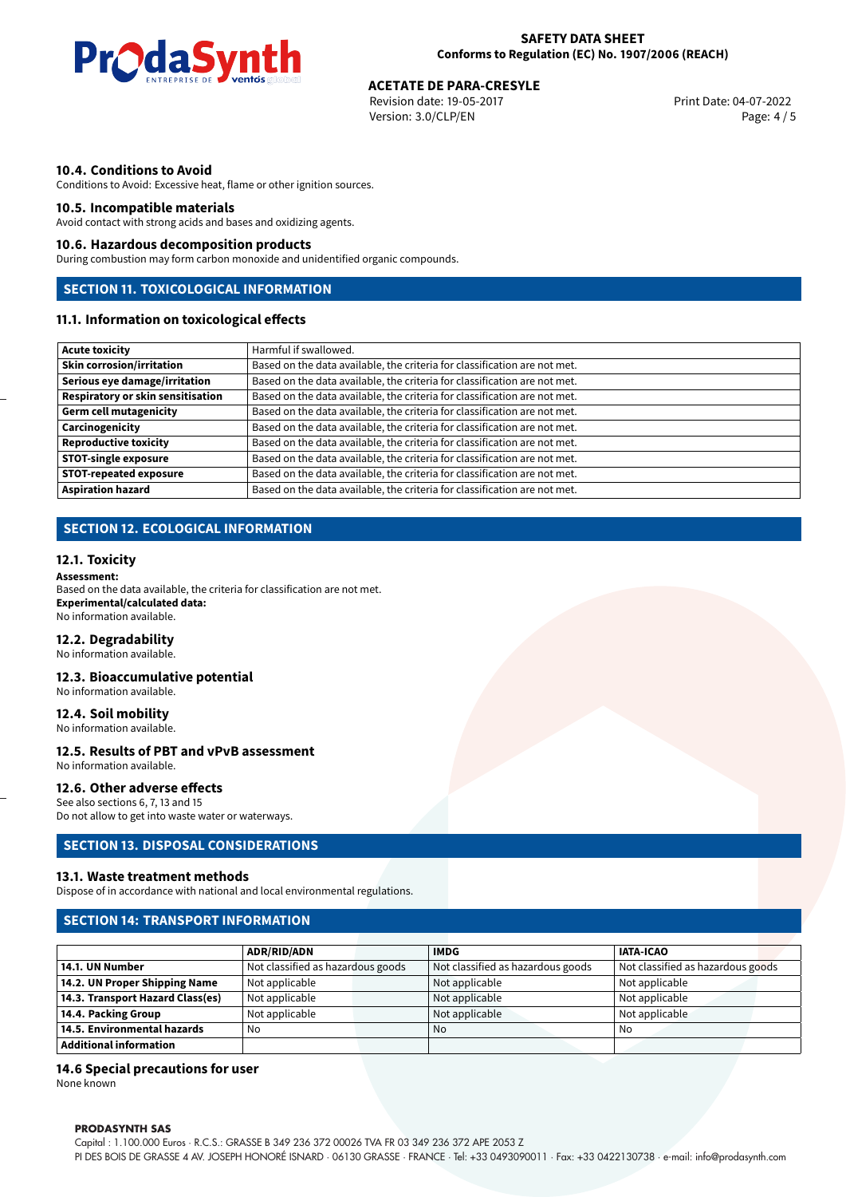### 10.4. Conditions to Avoid

Conditions to Avoid: Excessive heat, flame or other ignition sources.

### 10.5. Incompatible materials

Avoid contact with strong acids and bases and oxidizing agents.

### 10.6. Hazardous decomposition products

During combustion may form carbon monoxide and unidentified organic compounds.

## SECTION 11. TOXICOLOGICAL INFORMATION

### 11.1. Information on toxicological effects

| | |
|---|---|
| **Acute toxicity** | Harmful if swallowed. |
| **Skin corrosion/irritation** | Based on the data available, the criteria for classification are not met. |
| **Serious eye damage/irritation** | Based on the data available, the criteria for classification are not met. |
| **Respiratory or skin sensitisation** | Based on the data available, the criteria for classification are not met. |
| **Germ cell mutagenicity** | Based on the data available, the criteria for classification are not met. |
| **Carcinogenicity** | Based on the data available, the criteria for classification are not met. |
| **Reproductive toxicity** | Based on the data available, the criteria for classification are not met. |
| **STOT-single exposure** | Based on the data available, the criteria for classification are not met. |
| **STOT-repeated exposure** | Based on the data available, the criteria for classification are not met. |
| **Aspiration hazard** | Based on the data available, the criteria for classification are not met. |

## SECTION 12. ECOLOGICAL INFORMATION

### 12.1. Toxicity

**Assessment:**
Based on the data available, the criteria for classification are not met.
**Experimental/calculated data:**
No information available.

### 12.2. Degradability

No information available.

### 12.3. Bioaccumulative potential

No information available.

### 12.4. Soil mobility

No information available.

### 12.5. Results of PBT and vPvB assessment

No information available.

### 12.6. Other adverse effects

See also sections 6, 7, 13 and 15
Do not allow to get into waste water or waterways.

## SECTION 13. DISPOSAL CONSIDERATIONS

### 13.1. Waste treatment methods

Dispose of in accordance with national and local environmental regulations.

## SECTION 14: TRANSPORT INFORMATION

| | ADR/RID/ADN | IMDG | IATA-ICAO |
|---|---|---|---|
| **14.1. UN Number** | Not classified as hazardous goods | Not classified as hazardous goods | Not classified as hazardous goods |
| **14.2. UN Proper Shipping Name** | Not applicable | Not applicable | Not applicable |
| **14.3. Transport Hazard Class(es)** | Not applicable | Not applicable | Not applicable |
| **14.4. Packing Group** | Not applicable | Not applicable | Not applicable |
| **14.5. Environmental hazards** | No | No | No |
| **Additional information** | | | |

### 14.6 Special precautions for user

None known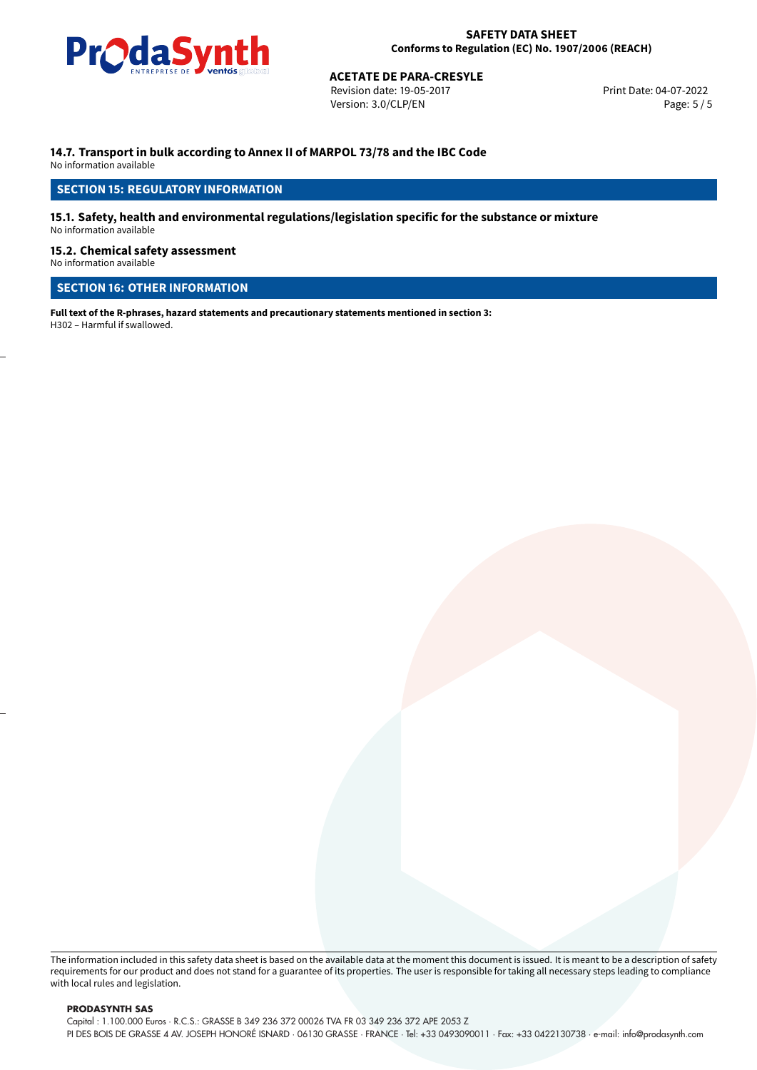### 14.7. Transport in bulk according to Annex II of MARPOL 73/78 and the IBC Code

No information available

## SECTION 15: REGULATORY INFORMATION

### 15.1. Safety, health and environmental regulations/legislation specific for the substance or mixture

No information available

### 15.2. Chemical safety assessment

No information available

## SECTION 16: OTHER INFORMATION

**Full text of the R-phrases, hazard statements and precautionary statements mentioned in section 3:**

H302 – Harmful if swallowed.

The information included in this safety data sheet is based on the available data at the moment this document is issued. It is meant to be a description of safety requirements for our product and does not stand for a guarantee of its properties. The user is responsible for taking all necessary steps leading to compliance with local rules and legislation.

**PRODASYNTH SAS**

Capital : 1.100.000 Euros · R.C.S.: GRASSE B 349 236 372 00026 TVA FR 03 349 236 372 APE 2053 Z

PI DES BOIS DE GRASSE 4 AV. JOSEPH HONORÉ ISNARD · 06130 GRASSE · FRANCE · Tel: +33 0493090011 · Fax: +33 0422130738 · e-mail: info@prodasynth.com